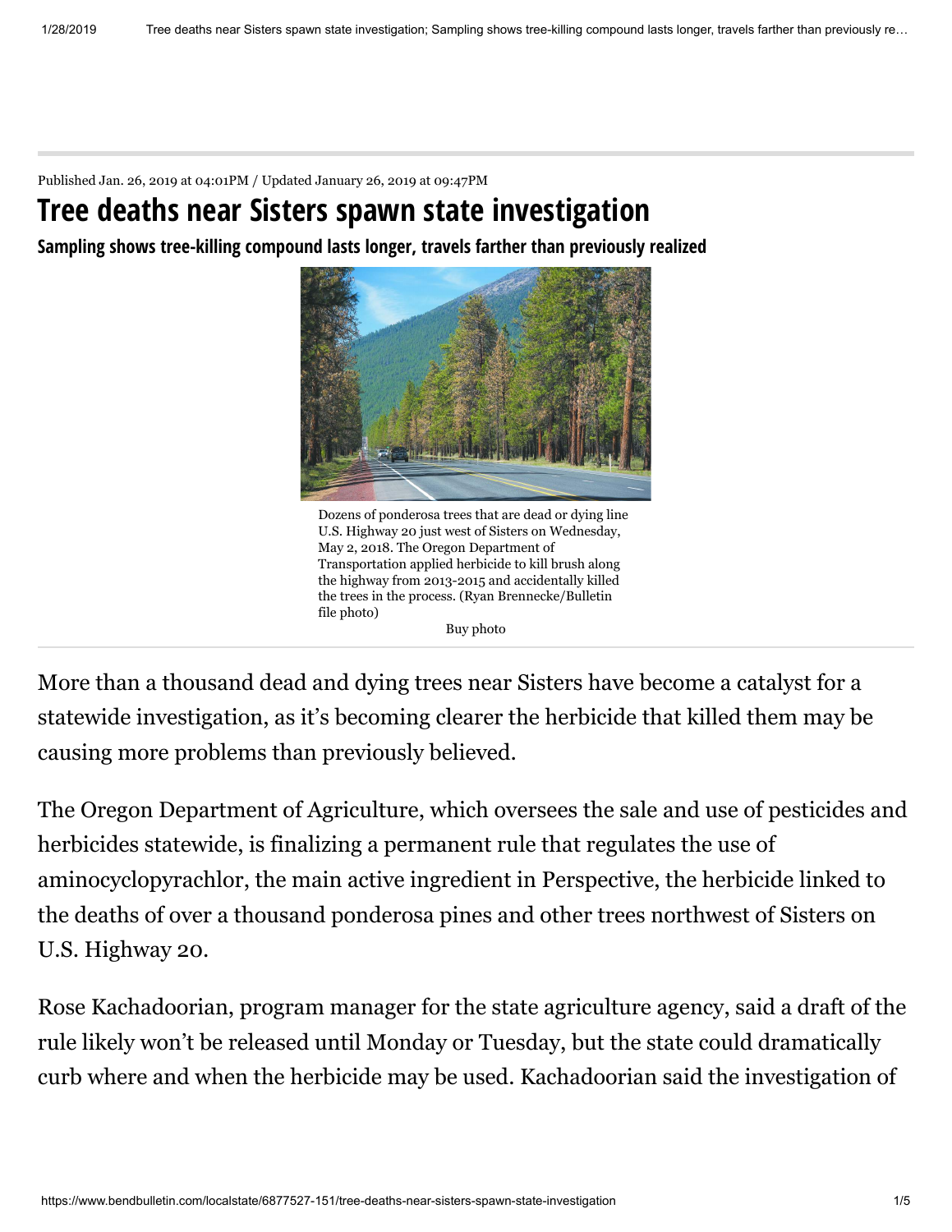Published Jan. 26, 2019 at 04:01PM / Updated January 26, 2019 at 09:47PM

# Tree deaths near Sisters spawn state investigation

## Sampling shows tree-killing compound lasts longer, travels farther than previously realized

Dozens of ponderosa trees that are dead or dying line U.S. Highway 20 just west of Sisters on Wednesday, May 2, 2018. The Oregon Department of Transportation applied herbicide to kill brush along the highway from 2013-2015 and accidentally killed the trees in the process. (Ryan Brennecke/Bulletin file photo)

Buy photo

More than a thousand dead and dying trees near Sisters have become a catalyst for a statewide investigation, as it's becoming clearer the herbicide that killed them may be causing more problems than previously believed.

The Oregon Department of Agriculture, which oversees the sale and use of pesticides and herbicides statewide, is finalizing a permanent rule that regulates the use of aminocyclopyrachlor, the main active ingredient in Perspective, the herbicide linked to the deaths of over a thousand ponderosa pines and other trees northwest of Sisters on U.S. Highway 20.

Rose Kachadoorian, program manager for the state agriculture agency, said a draft of the rule likely won't be released until Monday or Tuesday, but the state could dramatically curb where and when the herbicide may be used. Kachadoorian said the investigation of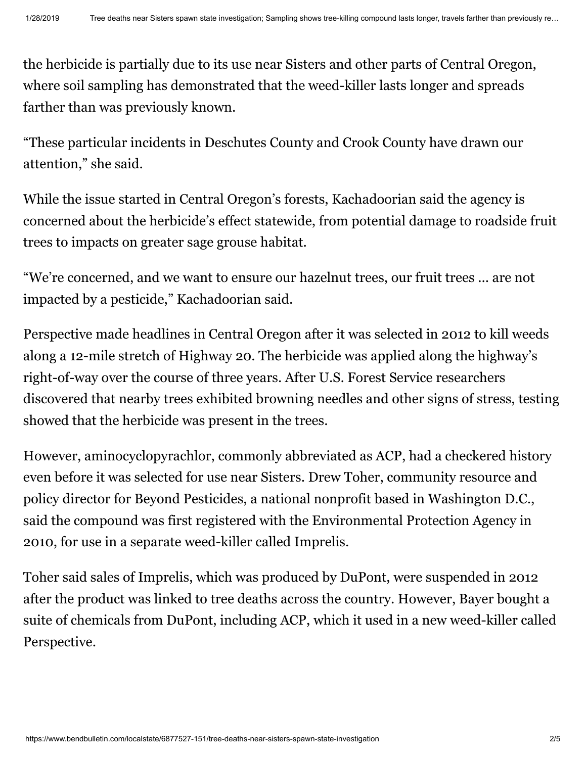the herbicide is partially due to its use near Sisters and other parts of Central Oregon, where soil sampling has demonstrated that the weed-killer lasts longer and spreads farther than was previously known.

"These particular incidents in Deschutes County and Crook County have drawn our attention," she said.

While the issue started in Central Oregon's forests, Kachadoorian said the agency is concerned about the herbicide's effect statewide, from potential damage to roadside fruit trees to impacts on greater sage grouse habitat.

"We're concerned, and we want to ensure our hazelnut trees, our fruit trees … are not impacted by a pesticide," Kachadoorian said.

Perspective made headlines in Central Oregon after it was selected in 2012 to kill weeds along a 12-mile stretch of Highway 20. The herbicide was applied along the highway's right-of-way over the course of three years. After U.S. Forest Service researchers discovered that nearby trees exhibited browning needles and other signs of stress, testing showed that the herbicide was present in the trees.

However, aminocyclopyrachlor, commonly abbreviated as ACP, had a checkered history even before it was selected for use near Sisters. Drew Toher, community resource and policy director for Beyond Pesticides, a national nonprofit based in Washington D.C., said the compound was first registered with the Environmental Protection Agency in 2010, for use in a separate weed-killer called Imprelis.

Toher said sales of Imprelis, which was produced by DuPont, were suspended in 2012 after the product was linked to tree deaths across the country. However, Bayer bought a suite of chemicals from DuPont, including ACP, which it used in a new weed-killer called Perspective.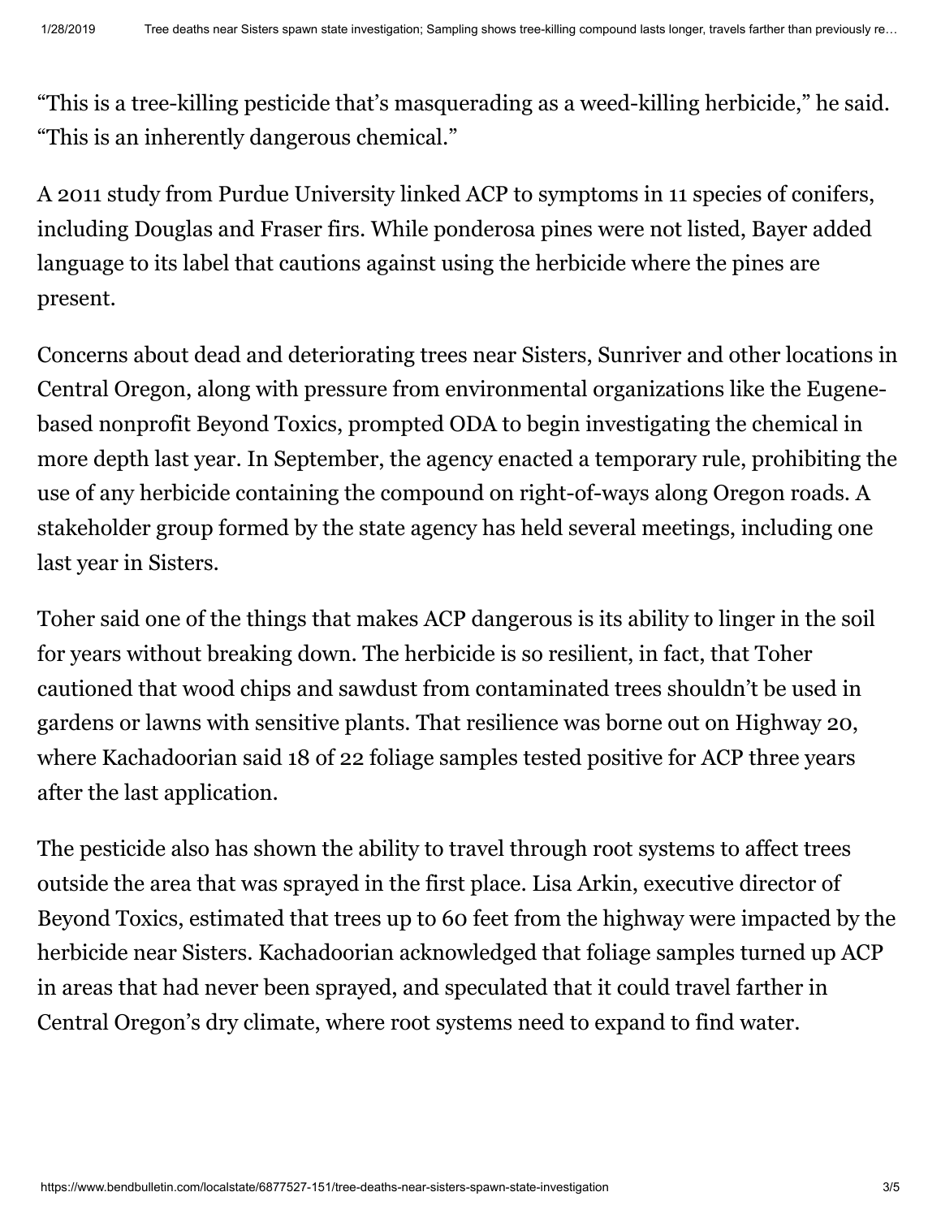"This is a tree-killing pesticide that's masquerading as a weed-killing herbicide," he said. "This is an inherently dangerous chemical."

A 2011 study from Purdue University linked ACP to symptoms in 11 species of conifers, including Douglas and Fraser firs. While ponderosa pines were not listed, Bayer added language to its label that cautions against using the herbicide where the pines are present.

Concerns about dead and deteriorating trees near Sisters, Sunriver and other locations in Central Oregon, along with pressure from environmental organizations like the Eugene-based nonprofit Beyond Toxics, prompted ODA to begin investigating the chemical in more depth last year. In September, the agency enacted a temporary rule, prohibiting the use of any herbicide containing the compound on right-of-ways along Oregon roads. A stakeholder group formed by the state agency has held several meetings, including one last year in Sisters.

Toher said one of the things that makes ACP dangerous is its ability to linger in the soil for years without breaking down. The herbicide is so resilient, in fact, that Toher cautioned that wood chips and sawdust from contaminated trees shouldn't be used in gardens or lawns with sensitive plants. That resilience was borne out on Highway 20, where Kachadoorian said 18 of 22 foliage samples tested positive for ACP three years after the last application.

The pesticide also has shown the ability to travel through root systems to affect trees outside the area that was sprayed in the first place. Lisa Arkin, executive director of Beyond Toxics, estimated that trees up to 60 feet from the highway were impacted by the herbicide near Sisters. Kachadoorian acknowledged that foliage samples turned up ACP in areas that had never been sprayed, and speculated that it could travel farther in Central Oregon's dry climate, where root systems need to expand to find water.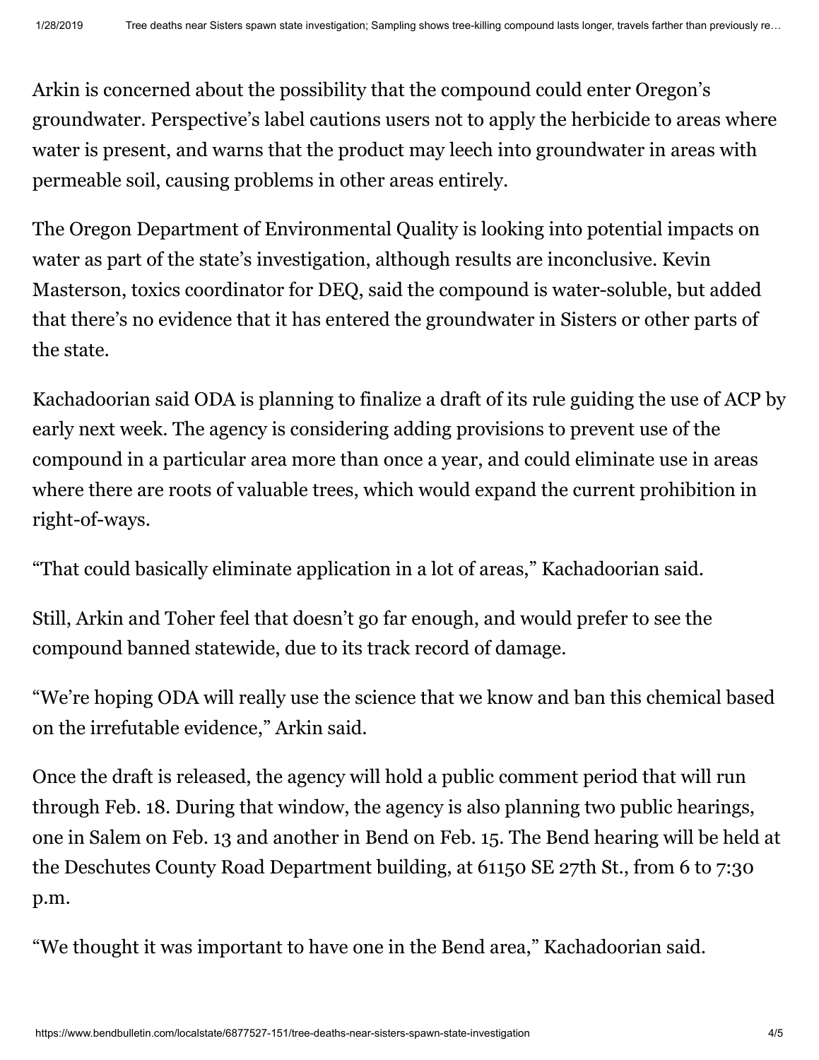Arkin is concerned about the possibility that the compound could enter Oregon's groundwater. Perspective's label cautions users not to apply the herbicide to areas where water is present, and warns that the product may leech into groundwater in areas with permeable soil, causing problems in other areas entirely.

The Oregon Department of Environmental Quality is looking into potential impacts on water as part of the state's investigation, although results are inconclusive. Kevin Masterson, toxics coordinator for DEQ, said the compound is water-soluble, but added that there's no evidence that it has entered the groundwater in Sisters or other parts of the state.

Kachadoorian said ODA is planning to finalize a draft of its rule guiding the use of ACP by early next week. The agency is considering adding provisions to prevent use of the compound in a particular area more than once a year, and could eliminate use in areas where there are roots of valuable trees, which would expand the current prohibition in right-of-ways.

"That could basically eliminate application in a lot of areas," Kachadoorian said.

Still, Arkin and Toher feel that doesn't go far enough, and would prefer to see the compound banned statewide, due to its track record of damage.

"We're hoping ODA will really use the science that we know and ban this chemical based on the irrefutable evidence," Arkin said.

Once the draft is released, the agency will hold a public comment period that will run through Feb. 18. During that window, the agency is also planning two public hearings, one in Salem on Feb. 13 and another in Bend on Feb. 15. The Bend hearing will be held at the Deschutes County Road Department building, at 61150 SE 27th St., from 6 to 7:30 p.m.

"We thought it was important to have one in the Bend area," Kachadoorian said.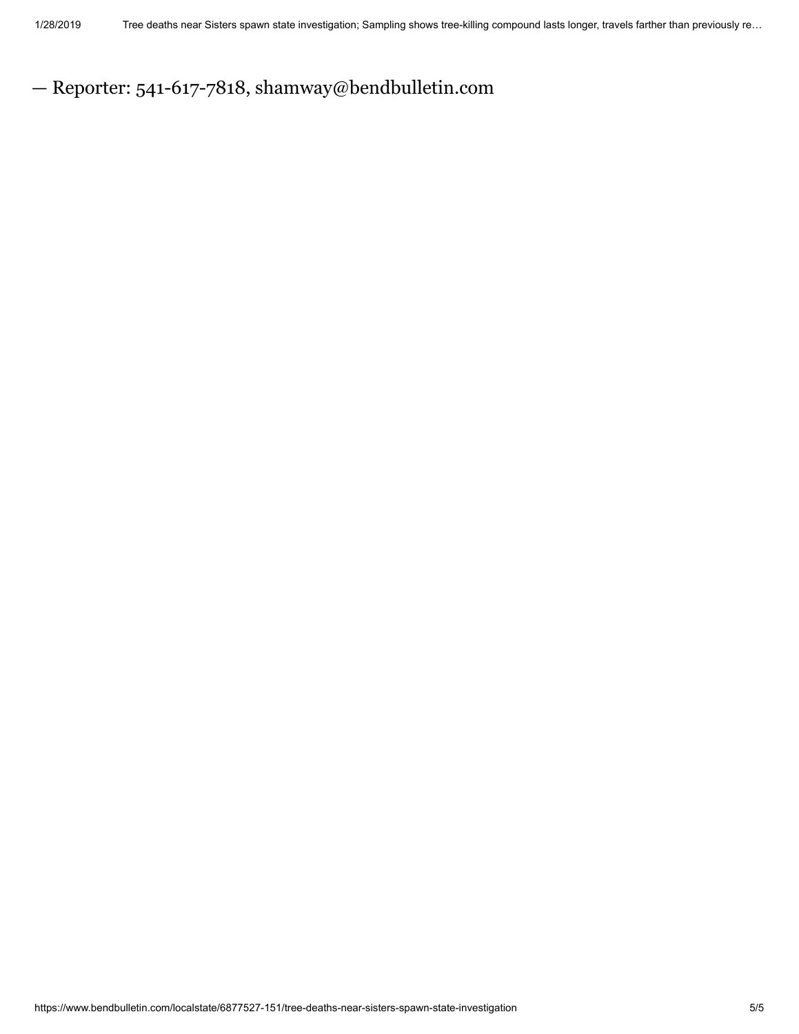— Reporter: 541-617-7818, shamway@bendbulletin.com